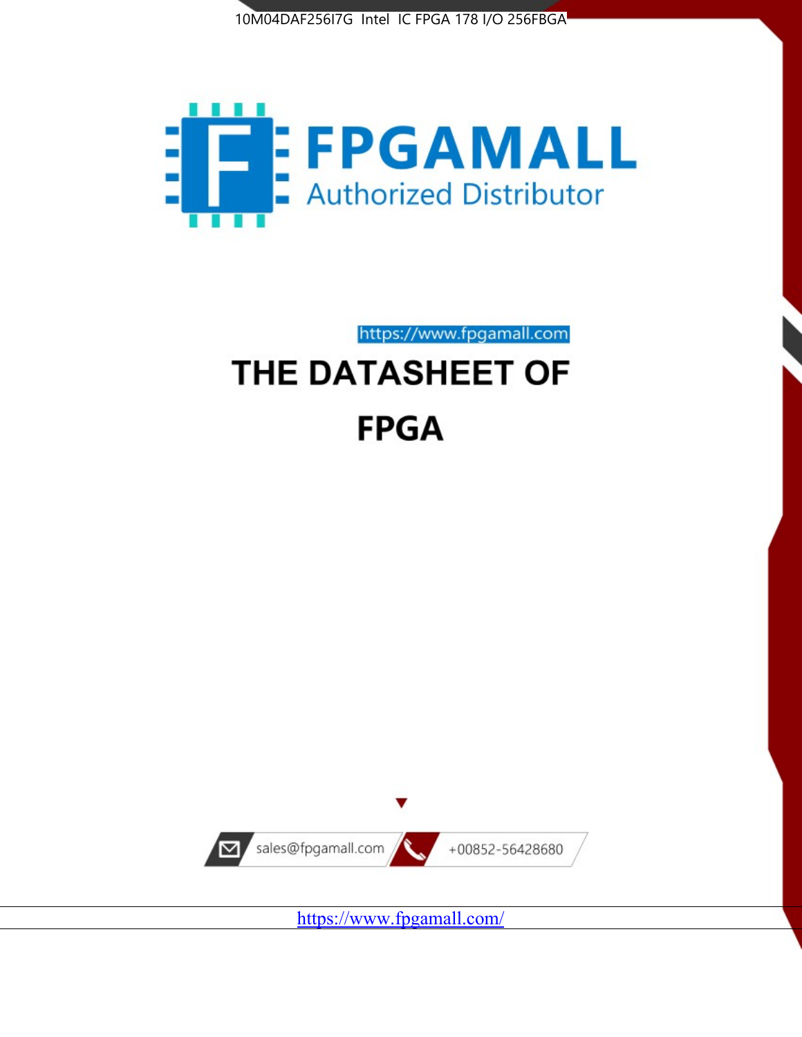10M04DAF256I7G Intel IC FPGA 178 I/O 256FBGA

FPGAMALL

Authorized Distributor

https://www.fpgamall.com

# THE DATASHEET OF

# FPGA

sales@fpgamall.com

+00852-56428680

https://www.fpgamall.com/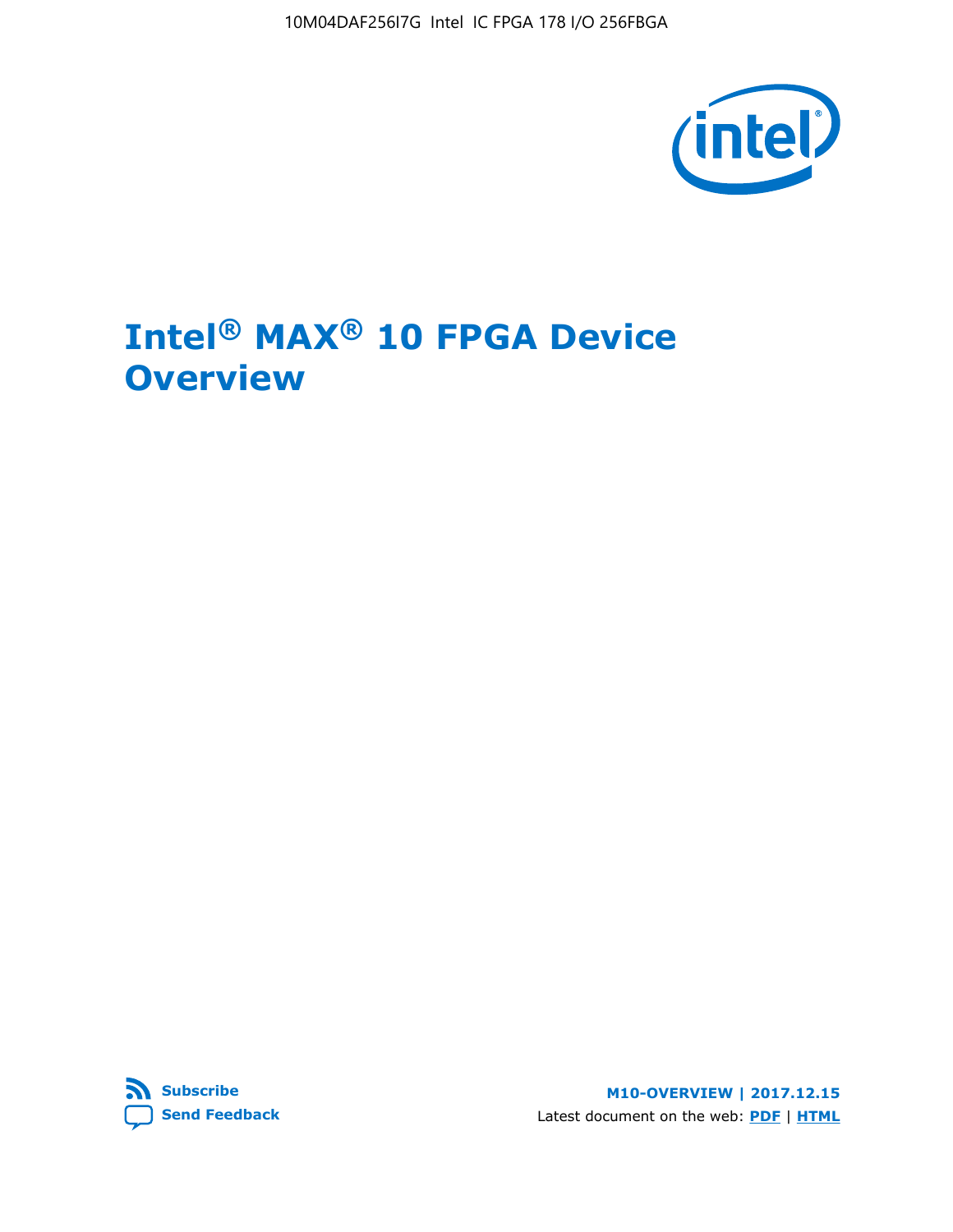# Intel® MAX® 10 FPGA Device Overview

**Subscribe**

**Send Feedback**

**M10-OVERVIEW | 2017.12.15**

Latest document on the web: **PDF** | **HTML**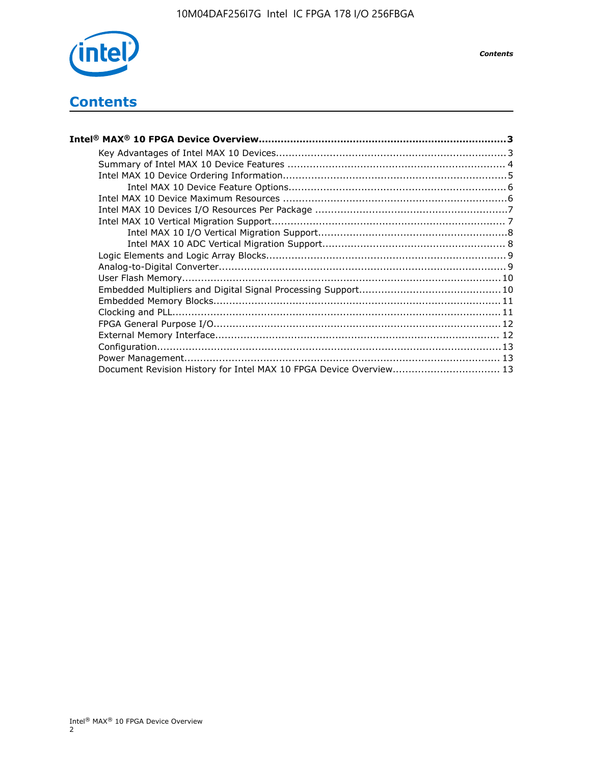# Contents

**Intel® MAX® 10 FPGA Device Overview......3**

- Key Advantages of Intel MAX 10 Devices......3
- Summary of Intel MAX 10 Device Features......4
- Intel MAX 10 Device Ordering Information......5
  - Intel MAX 10 Device Feature Options......6
- Intel MAX 10 Device Maximum Resources......6
- Intel MAX 10 Devices I/O Resources Per Package......7
- Intel MAX 10 Vertical Migration Support......7
  - Intel MAX 10 I/O Vertical Migration Support......8
  - Intel MAX 10 ADC Vertical Migration Support......8
- Logic Elements and Logic Array Blocks......9
- Analog-to-Digital Converter......9
- User Flash Memory......10
- Embedded Multipliers and Digital Signal Processing Support......10
- Embedded Memory Blocks......11
- Clocking and PLL......11
- FPGA General Purpose I/O......12
- External Memory Interface......12
- Configuration......13
- Power Management......13
- Document Revision History for Intel MAX 10 FPGA Device Overview......13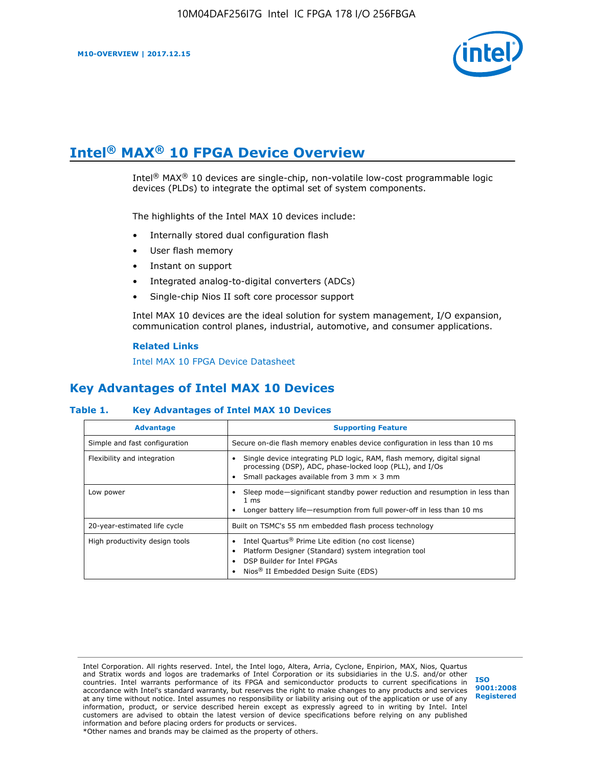# Intel® MAX® 10 FPGA Device Overview

Intel® MAX® 10 devices are single-chip, non-volatile low-cost programmable logic devices (PLDs) to integrate the optimal set of system components.

The highlights of the Intel MAX 10 devices include:

- Internally stored dual configuration flash
- User flash memory
- Instant on support
- Integrated analog-to-digital converters (ADCs)
- Single-chip Nios II soft core processor support

Intel MAX 10 devices are the ideal solution for system management, I/O expansion, communication control planes, industrial, automotive, and consumer applications.

**Related Links**

Intel MAX 10 FPGA Device Datasheet

## Key Advantages of Intel MAX 10 Devices

**Table 1. Key Advantages of Intel MAX 10 Devices**

| Advantage | Supporting Feature |
| --- | --- |
| Simple and fast configuration | Secure on-die flash memory enables device configuration in less than 10 ms |
| Flexibility and integration | • Single device integrating PLD logic, RAM, flash memory, digital signal processing (DSP), ADC, phase-locked loop (PLL), and I/Os<br>• Small packages available from 3 mm × 3 mm |
| Low power | • Sleep mode—significant standby power reduction and resumption in less than 1 ms<br>• Longer battery life—resumption from full power-off in less than 10 ms |
| 20-year-estimated life cycle | Built on TSMC's 55 nm embedded flash process technology |
| High productivity design tools | • Intel Quartus® Prime Lite edition (no cost license)<br>• Platform Designer (Standard) system integration tool<br>• DSP Builder for Intel FPGAs<br>• Nios® II Embedded Design Suite (EDS) |

Intel Corporation. All rights reserved. Intel, the Intel logo, Altera, Arria, Cyclone, Enpirion, MAX, Nios, Quartus and Stratix words and logos are trademarks of Intel Corporation or its subsidiaries in the U.S. and/or other countries. Intel warrants performance of its FPGA and semiconductor products to current specifications in accordance with Intel's standard warranty, but reserves the right to make changes to any products and services at any time without notice. Intel assumes no responsibility or liability arising out of the application or use of any information, product, or service described herein except as expressly agreed to in writing by Intel. Intel customers are advised to obtain the latest version of device specifications before relying on any published information and before placing orders for products or services.
*Other names and brands may be claimed as the property of others.

ISO 9001:2008 Registered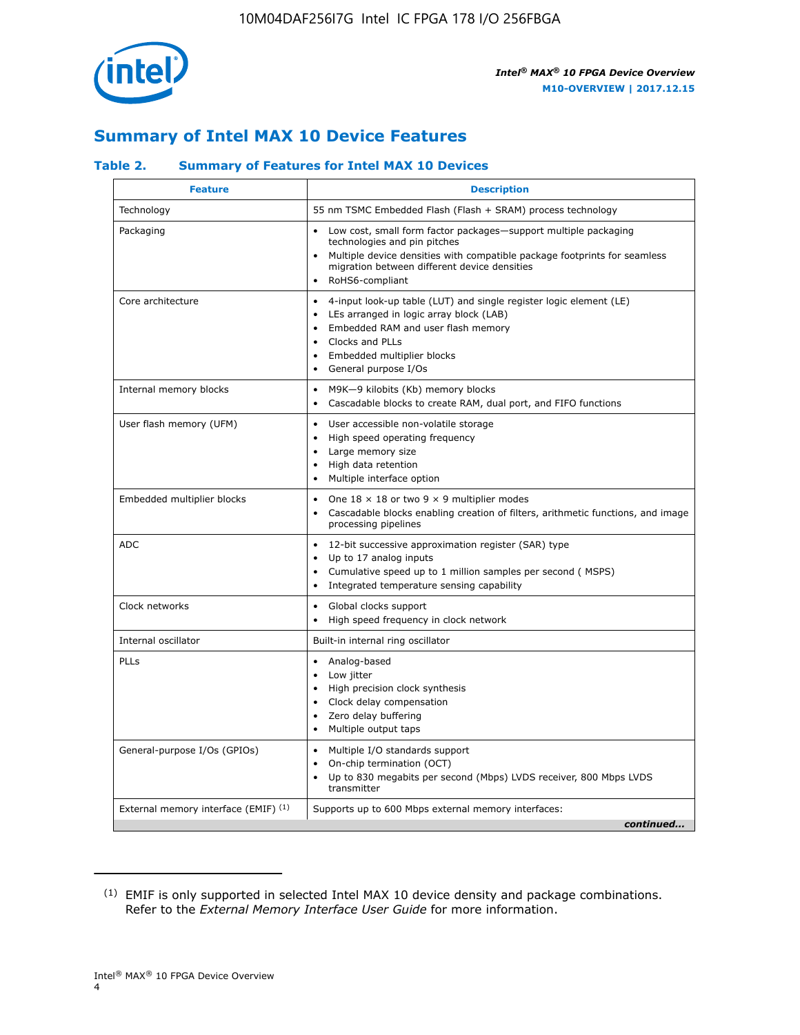## Summary of Intel MAX 10 Device Features

### Table 2. Summary of Features for Intel MAX 10 Devices

| Feature | Description |
| --- | --- |
| Technology | 55 nm TSMC Embedded Flash (Flash + SRAM) process technology |
| Packaging | • Low cost, small form factor packages—support multiple packaging technologies and pin pitches<br>• Multiple device densities with compatible package footprints for seamless migration between different device densities<br>• RoHS6-compliant |
| Core architecture | • 4-input look-up table (LUT) and single register logic element (LE)<br>• LEs arranged in logic array block (LAB)<br>• Embedded RAM and user flash memory<br>• Clocks and PLLs<br>• Embedded multiplier blocks<br>• General purpose I/Os |
| Internal memory blocks | • M9K—9 kilobits (Kb) memory blocks<br>• Cascadable blocks to create RAM, dual port, and FIFO functions |
| User flash memory (UFM) | • User accessible non-volatile storage<br>• High speed operating frequency<br>• Large memory size<br>• High data retention<br>• Multiple interface option |
| Embedded multiplier blocks | • One 18 × 18 or two 9 × 9 multiplier modes<br>• Cascadable blocks enabling creation of filters, arithmetic functions, and image processing pipelines |
| ADC | • 12-bit successive approximation register (SAR) type<br>• Up to 17 analog inputs<br>• Cumulative speed up to 1 million samples per second ( MSPS)<br>• Integrated temperature sensing capability |
| Clock networks | • Global clocks support<br>• High speed frequency in clock network |
| Internal oscillator | Built-in internal ring oscillator |
| PLLs | • Analog-based<br>• Low jitter<br>• High precision clock synthesis<br>• Clock delay compensation<br>• Zero delay buffering<br>• Multiple output taps |
| General-purpose I/Os (GPIOs) | • Multiple I/O standards support<br>• On-chip termination (OCT)<br>• Up to 830 megabits per second (Mbps) LVDS receiver, 800 Mbps LVDS transmitter |
| External memory interface (EMIF) [1] | Supports up to 600 Mbps external memory interfaces: |

*continued...*

[1] EMIF is only supported in selected Intel MAX 10 device density and package combinations. Refer to the *External Memory Interface User Guide* for more information.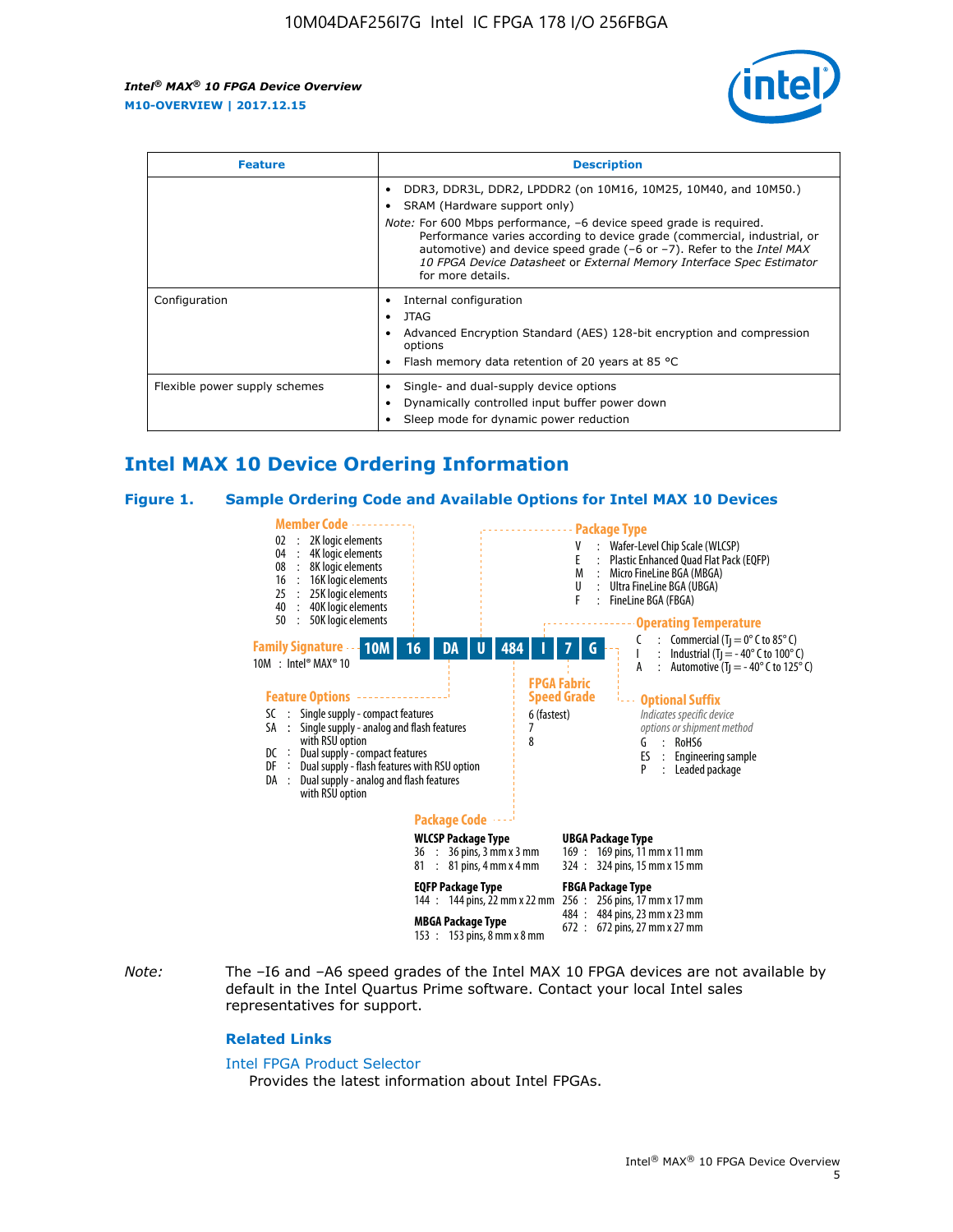| Feature | Description |
| --- | --- |
| | • DDR3, DDR3L, DDR2, LPDDR2 (on 10M16, 10M25, 10M40, and 10M50.)<br>• SRAM (Hardware support only)<br>*Note:* For 600 Mbps performance, –6 device speed grade is required. Performance varies according to device grade (commercial, industrial, or automotive) and device speed grade (–6 or –7). Refer to the *Intel MAX 10 FPGA Device Datasheet* or *External Memory Interface Spec Estimator* for more details. |
| Configuration | • Internal configuration<br>• JTAG<br>• Advanced Encryption Standard (AES) 128-bit encryption and compression options<br>• Flash memory data retention of 20 years at 85 °C |
| Flexible power supply schemes | • Single- and dual-supply device options<br>• Dynamically controlled input buffer power down<br>• Sleep mode for dynamic power reduction |

## Intel MAX 10 Device Ordering Information

### Figure 1. Sample Ordering Code and Available Options for Intel MAX 10 Devices

Sample ordering code: **10M 16 DA U 484 I 7 G**

**Family Signature**
10M : Intel® MAX® 10

**Member Code**
- 02 : 2K logic elements
- 04 : 4K logic elements
- 08 : 8K logic elements
- 16 : 16K logic elements
- 25 : 25K logic elements
- 40 : 40K logic elements
- 50 : 50K logic elements

**Feature Options**
- SC : Single supply - compact features
- SA : Single supply - analog and flash features with RSU option
- DC : Dual supply - compact features
- DF : Dual supply - flash features with RSU option
- DA : Dual supply - analog and flash features with RSU option

**Package Type**
- V : Wafer-Level Chip Scale (WLCSP)
- E : Plastic Enhanced Quad Flat Pack (EQFP)
- M : Micro FineLine BGA (MBGA)
- U : Ultra FineLine BGA (UBGA)
- F : FineLine BGA (FBGA)

**Package Code**

WLCSP Package Type
- 36 : 36 pins, 3 mm x 3 mm
- 81 : 81 pins, 4 mm x 4 mm

EQFP Package Type
- 144 : 144 pins, 22 mm x 22 mm

MBGA Package Type
- 153 : 153 pins, 8 mm x 8 mm

UBGA Package Type
- 169 : 169 pins, 11 mm x 11 mm
- 324 : 324 pins, 15 mm x 15 mm

FBGA Package Type
- 256 : 256 pins, 17 mm x 17 mm
- 484 : 484 pins, 23 mm x 23 mm
- 672 : 672 pins, 27 mm x 27 mm

**Operating Temperature**
- C : Commercial ($T_J$ = 0° C to 85° C)
- I : Industrial ($T_J$ = - 40° C to 100° C)
- A : Automotive ($T_J$ = - 40° C to 125° C)

**FPGA Fabric Speed Grade**
- 6 (fastest)
- 7
- 8

**Optional Suffix**
*Indicates specific device options or shipment method*
- G : RoHS6
- ES : Engineering sample
- P : Leaded package

*Note:* The –I6 and –A6 speed grades of the Intel MAX 10 FPGA devices are not available by default in the Intel Quartus Prime software. Contact your local Intel sales representatives for support.

### Related Links

Intel FPGA Product Selector
Provides the latest information about Intel FPGAs.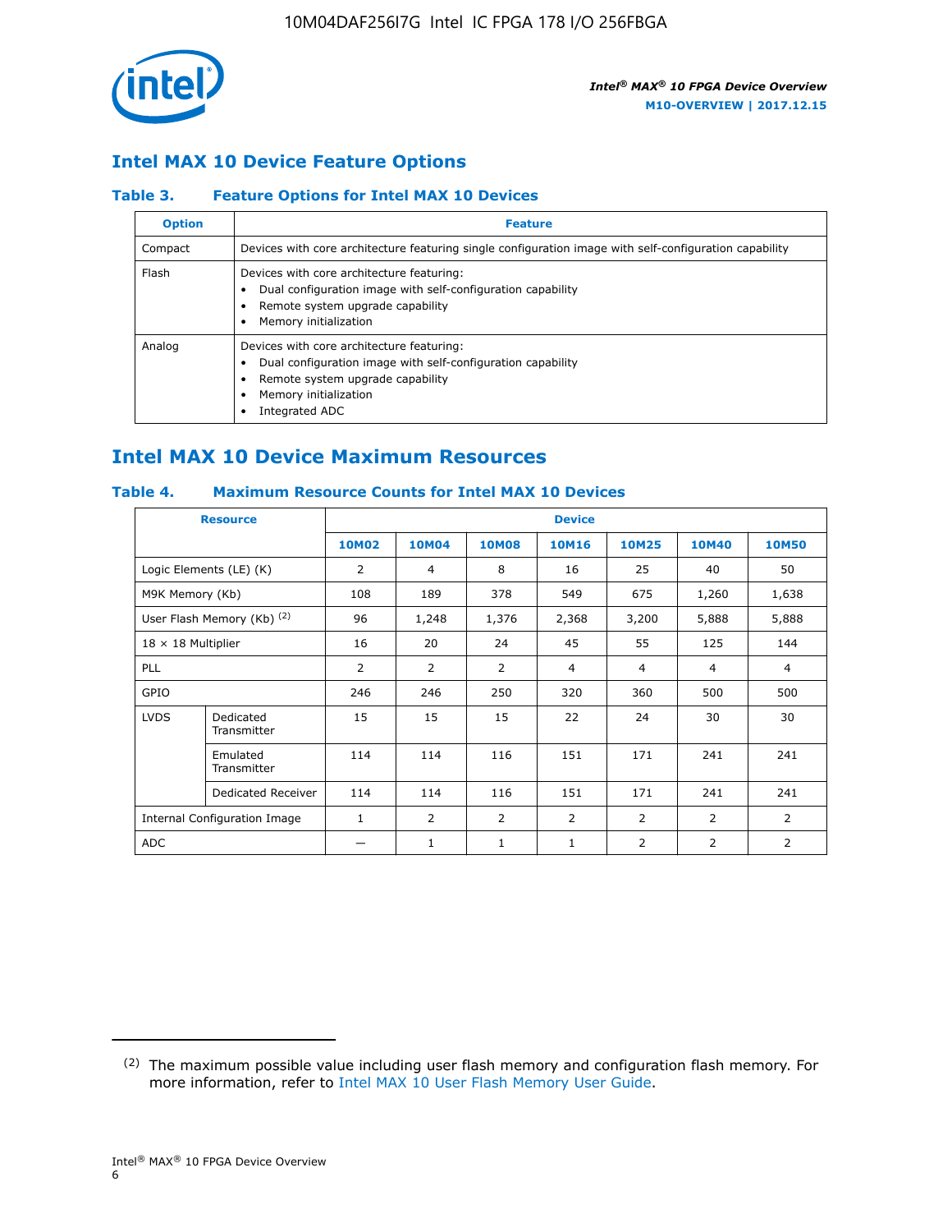## Intel MAX 10 Device Feature Options

### Table 3. Feature Options for Intel MAX 10 Devices

| Option | Feature |
| --- | --- |
| Compact | Devices with core architecture featuring single configuration image with self-configuration capability |
| Flash | Devices with core architecture featuring:<br>• Dual configuration image with self-configuration capability<br>• Remote system upgrade capability<br>• Memory initialization |
| Analog | Devices with core architecture featuring:<br>• Dual configuration image with self-configuration capability<br>• Remote system upgrade capability<br>• Memory initialization<br>• Integrated ADC |

## Intel MAX 10 Device Maximum Resources

### Table 4. Maximum Resource Counts for Intel MAX 10 Devices

| Resource | | Device | | | | | | |
| --- | --- | --- | --- | --- | --- | --- | --- | --- |
| | | 10M02 | 10M04 | 10M08 | 10M16 | 10M25 | 10M40 | 10M50 |
| Logic Elements (LE) (K) | | 2 | 4 | 8 | 16 | 25 | 40 | 50 |
| M9K Memory (Kb) | | 108 | 189 | 378 | 549 | 675 | 1,260 | 1,638 |
| User Flash Memory (Kb) [(2)] | | 96 | 1,248 | 1,376 | 2,368 | 3,200 | 5,888 | 5,888 |
| 18 × 18 Multiplier | | 16 | 20 | 24 | 45 | 55 | 125 | 144 |
| PLL | | 2 | 2 | 2 | 4 | 4 | 4 | 4 |
| GPIO | | 246 | 246 | 250 | 320 | 360 | 500 | 500 |
| LVDS | Dedicated Transmitter | 15 | 15 | 15 | 22 | 24 | 30 | 30 |
| | Emulated Transmitter | 114 | 114 | 116 | 151 | 171 | 241 | 241 |
| | Dedicated Receiver | 114 | 114 | 116 | 151 | 171 | 241 | 241 |
| Internal Configuration Image | | 1 | 2 | 2 | 2 | 2 | 2 | 2 |
| ADC | | — | 1 | 1 | 1 | 2 | 2 | 2 |

(2) The maximum possible value including user flash memory and configuration flash memory. For more information, refer to Intel MAX 10 User Flash Memory User Guide.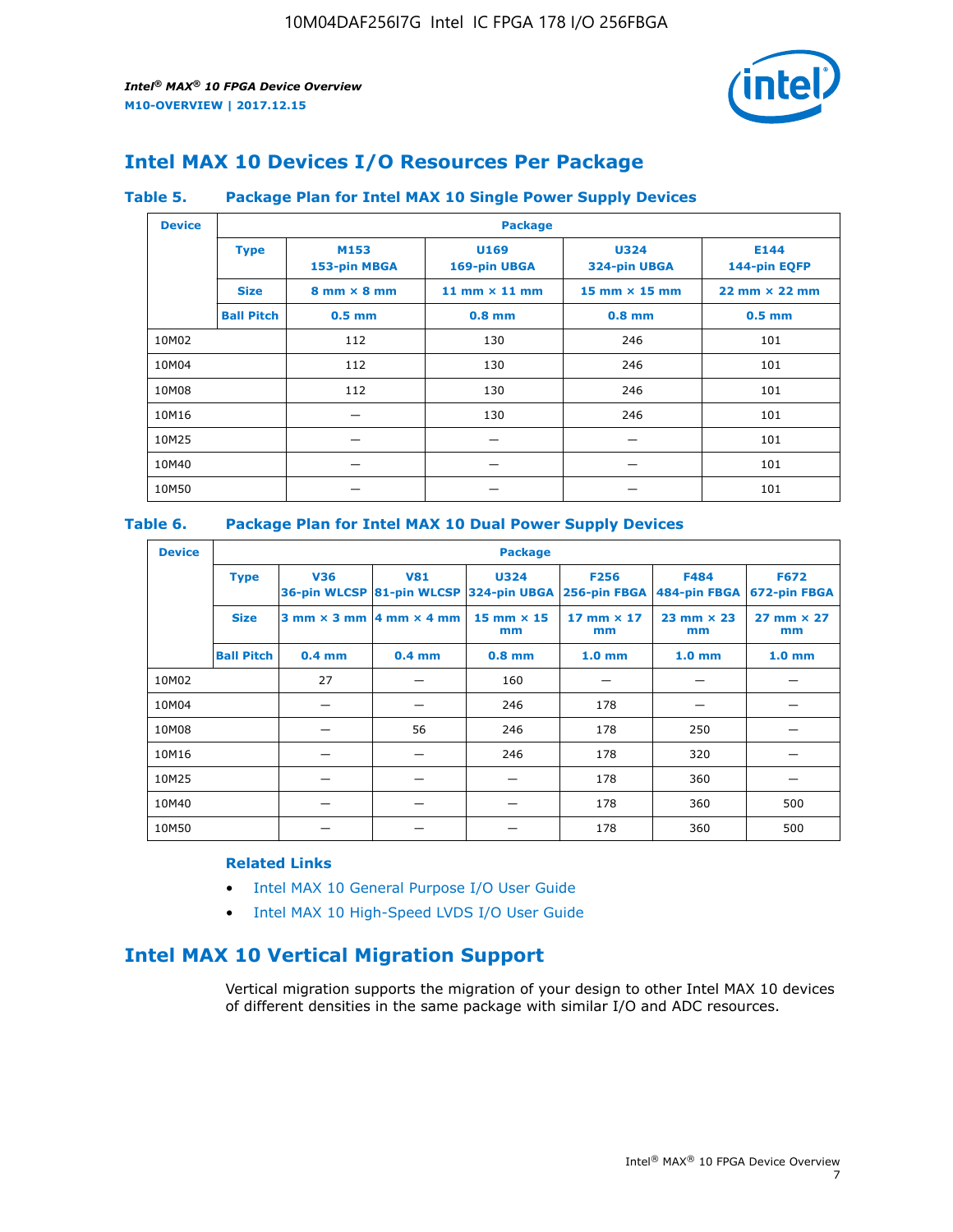## Intel MAX 10 Devices I/O Resources Per Package

**Table 5. Package Plan for Intel MAX 10 Single Power Supply Devices**

| Device | Package | | | | |
|---|---|---|---|---|---|
| | **Type** | **M153** 153-pin MBGA | **U169** 169-pin UBGA | **U324** 324-pin UBGA | **E144** 144-pin EQFP |
| | **Size** | 8 mm × 8 mm | 11 mm × 11 mm | 15 mm × 15 mm | 22 mm × 22 mm |
| | **Ball Pitch** | 0.5 mm | 0.8 mm | 0.8 mm | 0.5 mm |
| 10M02 | | 112 | 130 | 246 | 101 |
| 10M04 | | 112 | 130 | 246 | 101 |
| 10M08 | | 112 | 130 | 246 | 101 |
| 10M16 | | — | 130 | 246 | 101 |
| 10M25 | | — | — | — | 101 |
| 10M40 | | — | — | — | 101 |
| 10M50 | | — | — | — | 101 |

**Table 6. Package Plan for Intel MAX 10 Dual Power Supply Devices**

| Device | Package | | | | | | |
|---|---|---|---|---|---|---|---|
| | **Type** | **V36** 36-pin WLCSP | **V81** 81-pin WLCSP | **U324** 324-pin UBGA | **F256** 256-pin FBGA | **F484** 484-pin FBGA | **F672** 672-pin FBGA |
| | **Size** | 3 mm × 3 mm | 4 mm × 4 mm | 15 mm × 15 mm | 17 mm × 17 mm | 23 mm × 23 mm | 27 mm × 27 mm |
| | **Ball Pitch** | 0.4 mm | 0.4 mm | 0.8 mm | 1.0 mm | 1.0 mm | 1.0 mm |
| 10M02 | | 27 | — | 160 | — | — | — |
| 10M04 | | — | — | 246 | 178 | — | — |
| 10M08 | | — | 56 | 246 | 178 | 250 | — |
| 10M16 | | — | — | 246 | 178 | 320 | — |
| 10M25 | | — | — | — | 178 | 360 | — |
| 10M40 | | — | — | — | 178 | 360 | 500 |
| 10M50 | | — | — | — | 178 | 360 | 500 |

**Related Links**

- Intel MAX 10 General Purpose I/O User Guide
- Intel MAX 10 High-Speed LVDS I/O User Guide

## Intel MAX 10 Vertical Migration Support

Vertical migration supports the migration of your design to other Intel MAX 10 devices of different densities in the same package with similar I/O and ADC resources.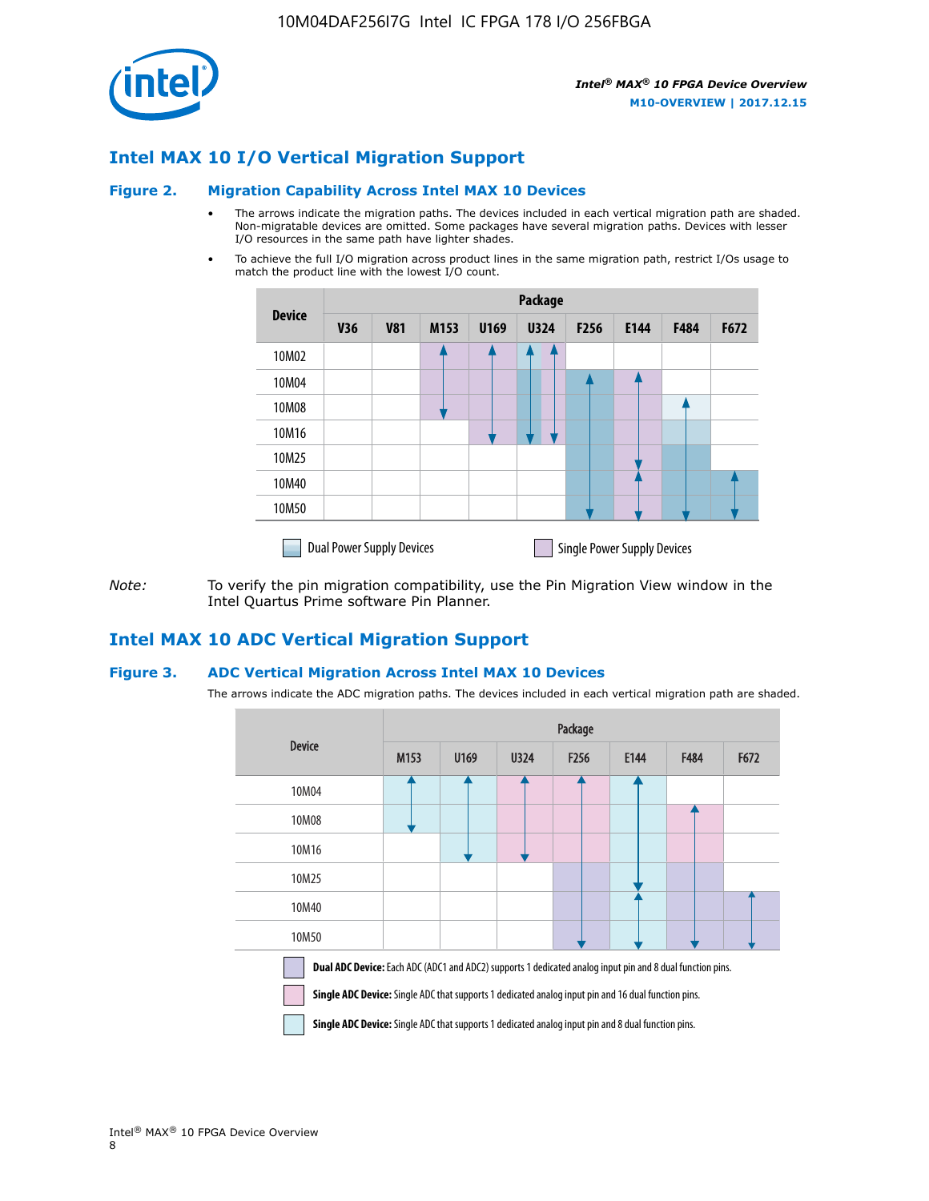## Intel MAX 10 I/O Vertical Migration Support

### Figure 2. Migration Capability Across Intel MAX 10 Devices

- The arrows indicate the migration paths. The devices included in each vertical migration path are shaded. Non-migratable devices are omitted. Some packages have several migration paths. Devices with lesser I/O resources in the same path have lighter shades.
- To achieve the full I/O migration across product lines in the same migration path, restrict I/Os usage to match the product line with the lowest I/O count.

| Device | Package | | | | | | | | |
|---|---|---|---|---|---|---|---|---|---|
| | V36 | V81 | M153 | U169 | U324 | F256 | E144 | F484 | F672 |
| 10M02 | | | | | | | | | |
| 10M04 | | | | | | | | | |
| 10M08 | | | | | | | | | |
| 10M16 | | | | | | | | | |
| 10M25 | | | | | | | | | |
| 10M40 | | | | | | | | | |
| 10M50 | | | | | | | | | |

Dual Power Supply Devices    Single Power Supply Devices

*Note:* To verify the pin migration compatibility, use the Pin Migration View window in the Intel Quartus Prime software Pin Planner.

## Intel MAX 10 ADC Vertical Migration Support

### Figure 3. ADC Vertical Migration Across Intel MAX 10 Devices

The arrows indicate the ADC migration paths. The devices included in each vertical migration path are shaded.

| Device | Package | | | | | | |
|---|---|---|---|---|---|---|---|
| | M153 | U169 | U324 | F256 | E144 | F484 | F672 |
| 10M04 | | | | | | | |
| 10M08 | | | | | | | |
| 10M16 | | | | | | | |
| 10M25 | | | | | | | |
| 10M40 | | | | | | | |
| 10M50 | | | | | | | |

**Dual ADC Device:** Each ADC (ADC1 and ADC2) supports 1 dedicated analog input pin and 8 dual function pins.

**Single ADC Device:** Single ADC that supports 1 dedicated analog input pin and 16 dual function pins.

**Single ADC Device:** Single ADC that supports 1 dedicated analog input pin and 8 dual function pins.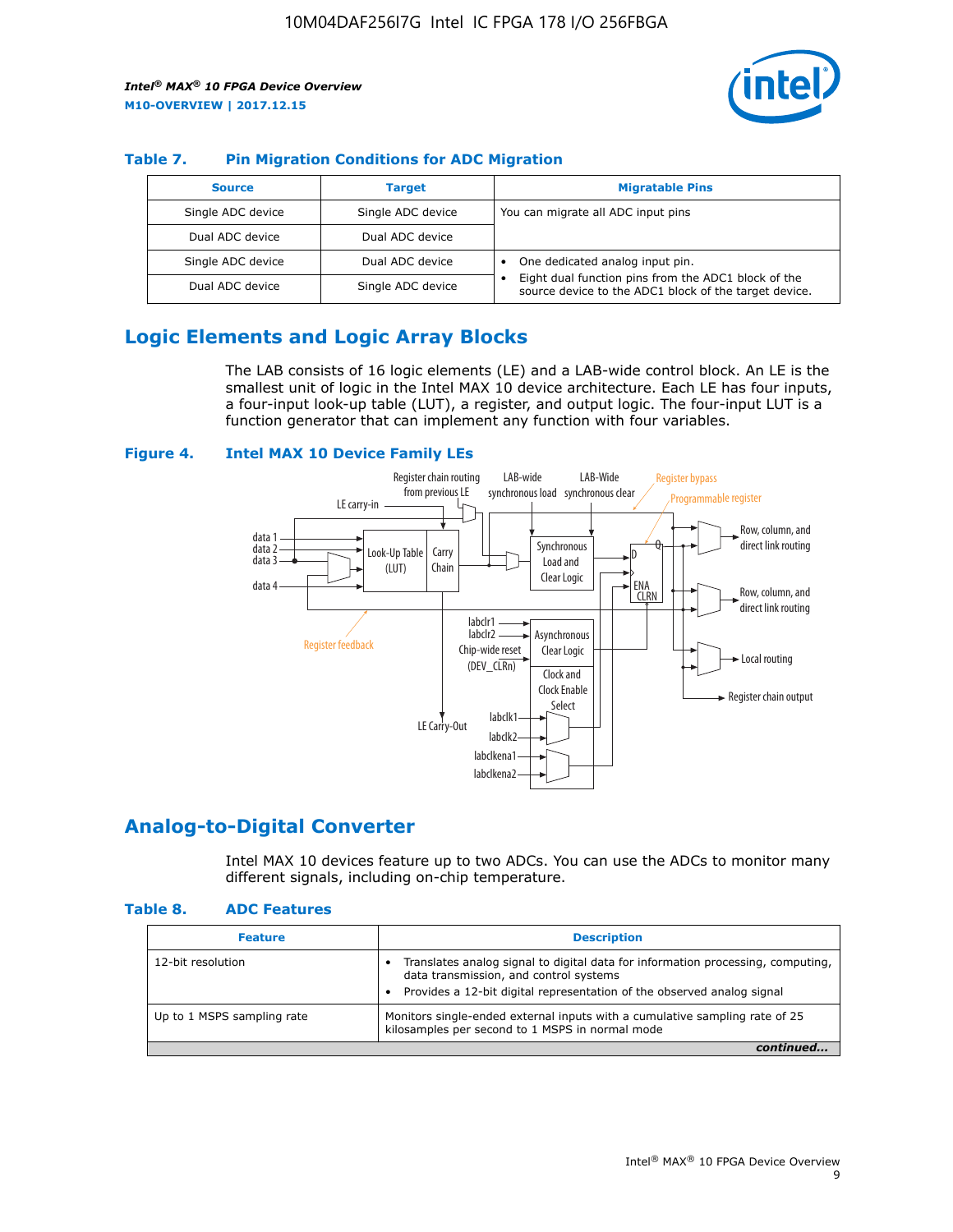### Table 7. Pin Migration Conditions for ADC Migration

| Source | Target | Migratable Pins |
|---|---|---|
| Single ADC device | Single ADC device | You can migrate all ADC input pins |
| Dual ADC device | Dual ADC device | |
| Single ADC device | Dual ADC device | • One dedicated analog input pin. • Eight dual function pins from the ADC1 block of the source device to the ADC1 block of the target device. |
| Dual ADC device | Single ADC device | |

## Logic Elements and Logic Array Blocks

The LAB consists of 16 logic elements (LE) and a LAB-wide control block. An LE is the smallest unit of logic in the Intel MAX 10 device architecture. Each LE has four inputs, a four-input look-up table (LUT), a register, and output logic. The four-input LUT is a function generator that can implement any function with four variables.

### Figure 4. Intel MAX 10 Device Family LEs

## Analog-to-Digital Converter

Intel MAX 10 devices feature up to two ADCs. You can use the ADCs to monitor many different signals, including on-chip temperature.

### Table 8. ADC Features

| Feature | Description |
|---|---|
| 12-bit resolution | • Translates analog signal to digital data for information processing, computing, data transmission, and control systems • Provides a 12-bit digital representation of the observed analog signal |
| Up to 1 MSPS sampling rate | Monitors single-ended external inputs with a cumulative sampling rate of 25 kilosamples per second to 1 MSPS in normal mode |

*continued...*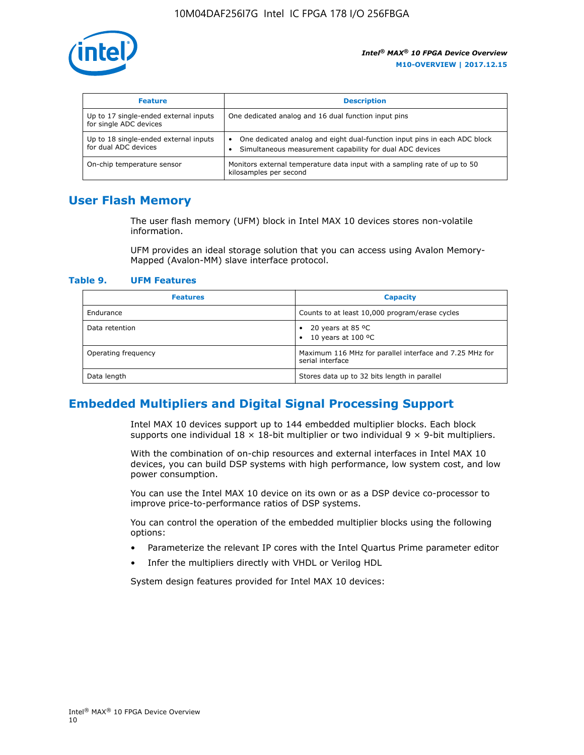| Feature | Description |
| --- | --- |
| Up to 17 single-ended external inputs for single ADC devices | One dedicated analog and 16 dual function input pins |
| Up to 18 single-ended external inputs for dual ADC devices | • One dedicated analog and eight dual-function input pins in each ADC block<br>• Simultaneous measurement capability for dual ADC devices |
| On-chip temperature sensor | Monitors external temperature data input with a sampling rate of up to 50 kilosamples per second |

## User Flash Memory

The user flash memory (UFM) block in Intel MAX 10 devices stores non-volatile information.

UFM provides an ideal storage solution that you can access using Avalon Memory-Mapped (Avalon-MM) slave interface protocol.

### Table 9. UFM Features

| Features | Capacity |
| --- | --- |
| Endurance | Counts to at least 10,000 program/erase cycles |
| Data retention | • 20 years at 85 ºC<br>• 10 years at 100 ºC |
| Operating frequency | Maximum 116 MHz for parallel interface and 7.25 MHz for serial interface |
| Data length | Stores data up to 32 bits length in parallel |

## Embedded Multipliers and Digital Signal Processing Support

Intel MAX 10 devices support up to 144 embedded multiplier blocks. Each block supports one individual 18 × 18-bit multiplier or two individual 9 × 9-bit multipliers.

With the combination of on-chip resources and external interfaces in Intel MAX 10 devices, you can build DSP systems with high performance, low system cost, and low power consumption.

You can use the Intel MAX 10 device on its own or as a DSP device co-processor to improve price-to-performance ratios of DSP systems.

You can control the operation of the embedded multiplier blocks using the following options:

- Parameterize the relevant IP cores with the Intel Quartus Prime parameter editor
- Infer the multipliers directly with VHDL or Verilog HDL

System design features provided for Intel MAX 10 devices: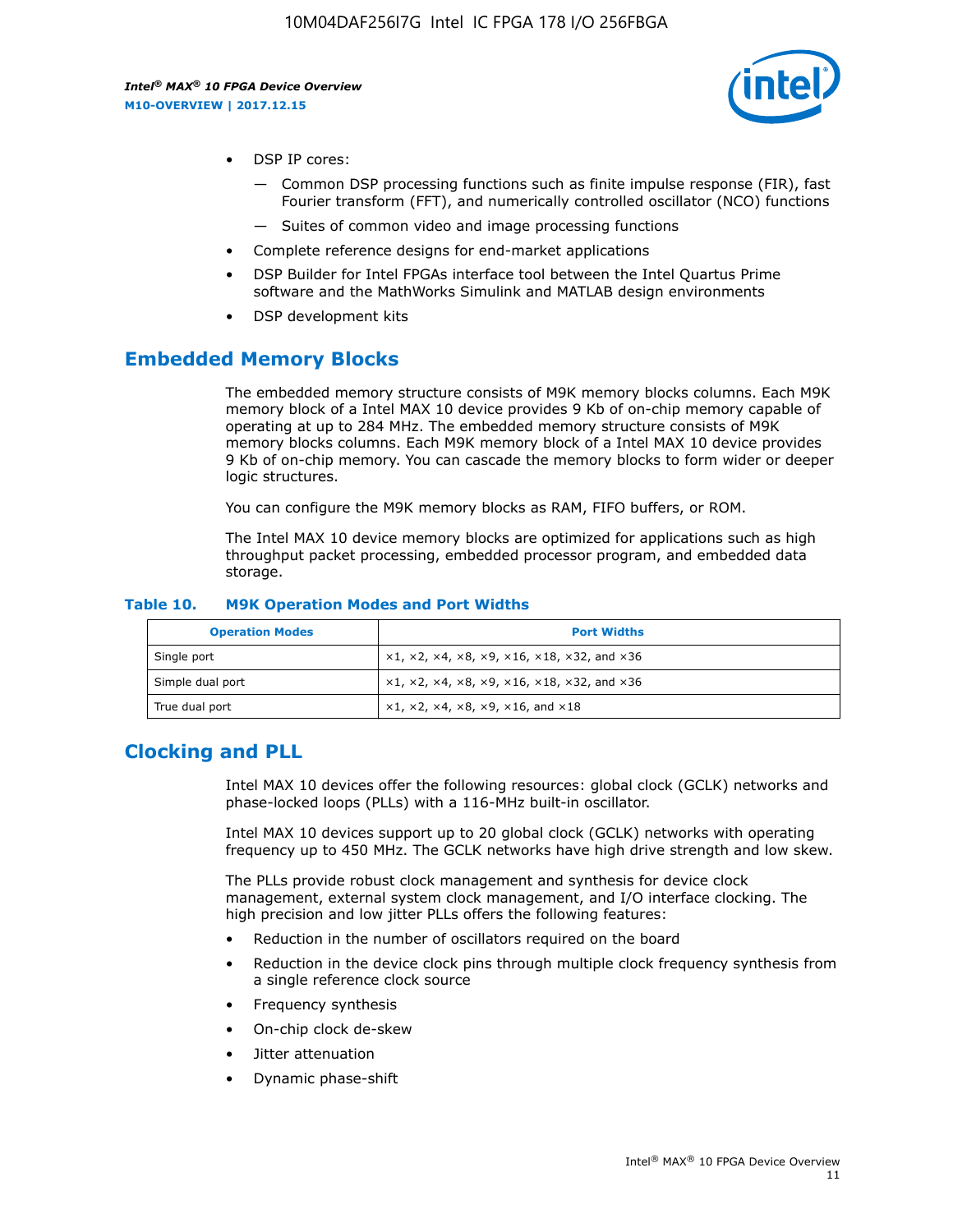- DSP IP cores:
  - — Common DSP processing functions such as finite impulse response (FIR), fast Fourier transform (FFT), and numerically controlled oscillator (NCO) functions
  - — Suites of common video and image processing functions
- Complete reference designs for end-market applications
- DSP Builder for Intel FPGAs interface tool between the Intel Quartus Prime software and the MathWorks Simulink and MATLAB design environments
- DSP development kits

## Embedded Memory Blocks

The embedded memory structure consists of M9K memory blocks columns. Each M9K memory block of a Intel MAX 10 device provides 9 Kb of on-chip memory capable of operating at up to 284 MHz. The embedded memory structure consists of M9K memory blocks columns. Each M9K memory block of a Intel MAX 10 device provides 9 Kb of on-chip memory. You can cascade the memory blocks to form wider or deeper logic structures.

You can configure the M9K memory blocks as RAM, FIFO buffers, or ROM.

The Intel MAX 10 device memory blocks are optimized for applications such as high throughput packet processing, embedded processor program, and embedded data storage.

**Table 10. M9K Operation Modes and Port Widths**

| Operation Modes | Port Widths |
| --- | --- |
| Single port | ×1, ×2, ×4, ×8, ×9, ×16, ×18, ×32, and ×36 |
| Simple dual port | ×1, ×2, ×4, ×8, ×9, ×16, ×18, ×32, and ×36 |
| True dual port | ×1, ×2, ×4, ×8, ×9, ×16, and ×18 |

## Clocking and PLL

Intel MAX 10 devices offer the following resources: global clock (GCLK) networks and phase-locked loops (PLLs) with a 116-MHz built-in oscillator.

Intel MAX 10 devices support up to 20 global clock (GCLK) networks with operating frequency up to 450 MHz. The GCLK networks have high drive strength and low skew.

The PLLs provide robust clock management and synthesis for device clock management, external system clock management, and I/O interface clocking. The high precision and low jitter PLLs offers the following features:

- Reduction in the number of oscillators required on the board
- Reduction in the device clock pins through multiple clock frequency synthesis from a single reference clock source
- Frequency synthesis
- On-chip clock de-skew
- Jitter attenuation
- Dynamic phase-shift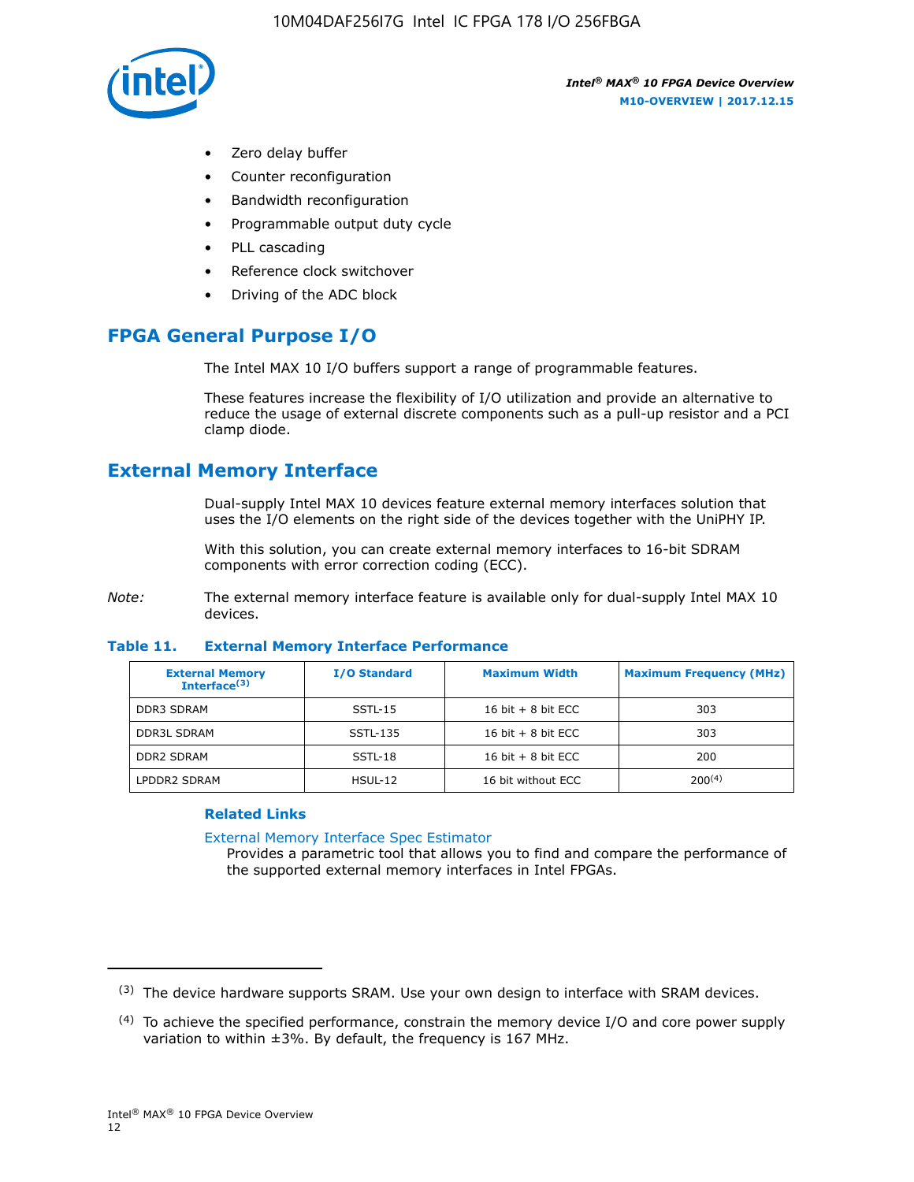- Zero delay buffer
- Counter reconfiguration
- Bandwidth reconfiguration
- Programmable output duty cycle
- PLL cascading
- Reference clock switchover
- Driving of the ADC block

## FPGA General Purpose I/O

The Intel MAX 10 I/O buffers support a range of programmable features.

These features increase the flexibility of I/O utilization and provide an alternative to reduce the usage of external discrete components such as a pull-up resistor and a PCI clamp diode.

## External Memory Interface

Dual-supply Intel MAX 10 devices feature external memory interfaces solution that uses the I/O elements on the right side of the devices together with the UniPHY IP.

With this solution, you can create external memory interfaces to 16-bit SDRAM components with error correction coding (ECC).

*Note:* The external memory interface feature is available only for dual-supply Intel MAX 10 devices.

**Table 11. External Memory Interface Performance**

| External Memory Interface(3) | I/O Standard | Maximum Width | Maximum Frequency (MHz) |
|---|---|---|---|
| DDR3 SDRAM | SSTL-15 | 16 bit + 8 bit ECC | 303 |
| DDR3L SDRAM | SSTL-135 | 16 bit + 8 bit ECC | 303 |
| DDR2 SDRAM | SSTL-18 | 16 bit + 8 bit ECC | 200 |
| LPDDR2 SDRAM | HSUL-12 | 16 bit without ECC | 200(4) |

### Related Links

External Memory Interface Spec Estimator
Provides a parametric tool that allows you to find and compare the performance of the supported external memory interfaces in Intel FPGAs.

(3) The device hardware supports SRAM. Use your own design to interface with SRAM devices.

(4) To achieve the specified performance, constrain the memory device I/O and core power supply variation to within ±3%. By default, the frequency is 167 MHz.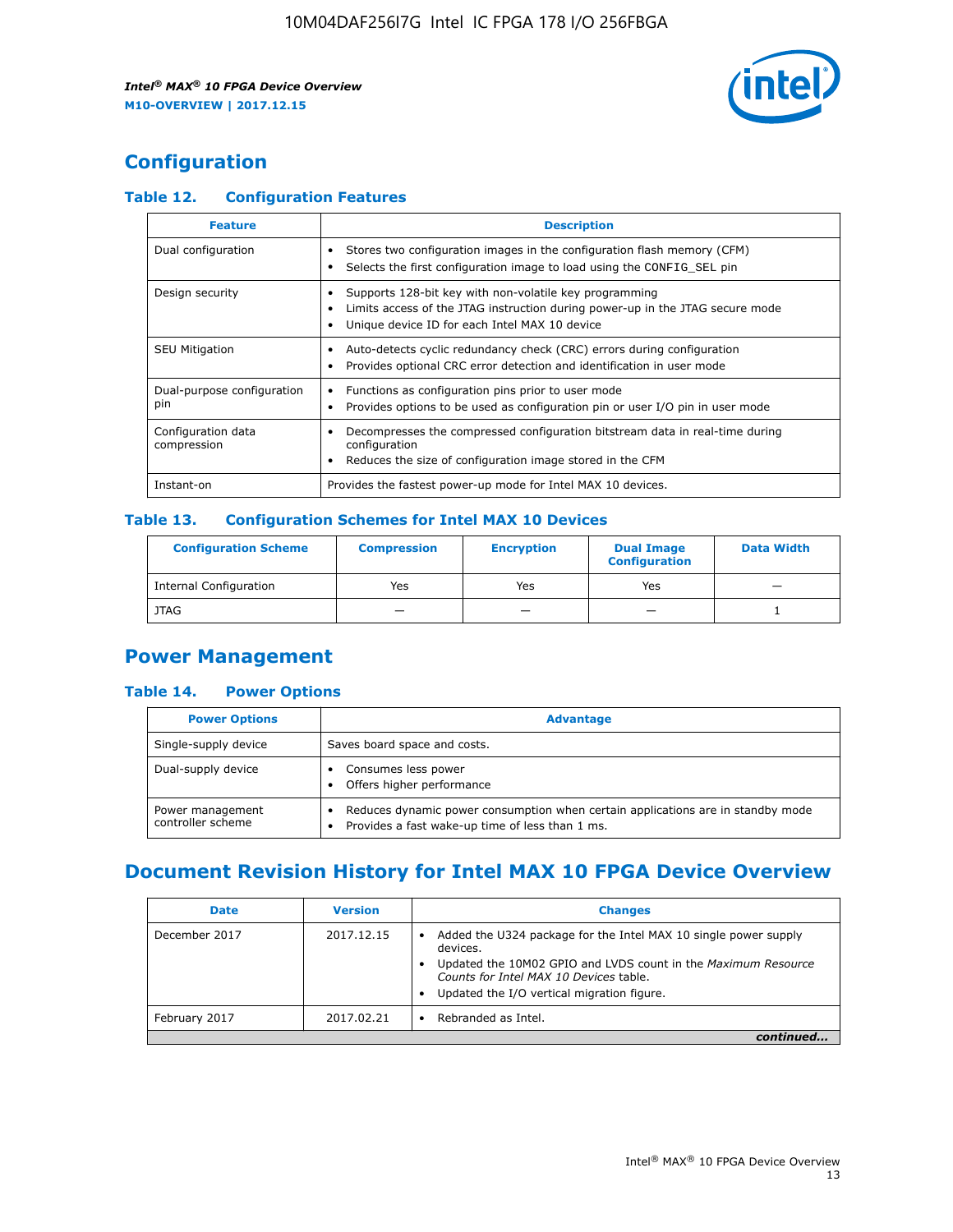## Configuration

### Table 12. Configuration Features

| Feature | Description |
|---|---|
| Dual configuration | • Stores two configuration images in the configuration flash memory (CFM)<br>• Selects the first configuration image to load using the CONFIG_SEL pin |
| Design security | • Supports 128-bit key with non-volatile key programming<br>• Limits access of the JTAG instruction during power-up in the JTAG secure mode<br>• Unique device ID for each Intel MAX 10 device |
| SEU Mitigation | • Auto-detects cyclic redundancy check (CRC) errors during configuration<br>• Provides optional CRC error detection and identification in user mode |
| Dual-purpose configuration pin | • Functions as configuration pins prior to user mode<br>• Provides options to be used as configuration pin or user I/O pin in user mode |
| Configuration data compression | • Decompresses the compressed configuration bitstream data in real-time during configuration<br>• Reduces the size of configuration image stored in the CFM |
| Instant-on | Provides the fastest power-up mode for Intel MAX 10 devices. |

### Table 13. Configuration Schemes for Intel MAX 10 Devices

| Configuration Scheme | Compression | Encryption | Dual Image Configuration | Data Width |
|---|---|---|---|---|
| Internal Configuration | Yes | Yes | Yes | — |
| JTAG | — | — | — | 1 |

## Power Management

### Table 14. Power Options

| Power Options | Advantage |
|---|---|
| Single-supply device | Saves board space and costs. |
| Dual-supply device | • Consumes less power<br>• Offers higher performance |
| Power management controller scheme | • Reduces dynamic power consumption when certain applications are in standby mode<br>• Provides a fast wake-up time of less than 1 ms. |

## Document Revision History for Intel MAX 10 FPGA Device Overview

| Date | Version | Changes |
|---|---|---|
| December 2017 | 2017.12.15 | • Added the U324 package for the Intel MAX 10 single power supply devices.<br>• Updated the 10M02 GPIO and LVDS count in the *Maximum Resource Counts for Intel MAX 10 Devices* table.<br>• Updated the I/O vertical migration figure. |
| February 2017 | 2017.02.21 | • Rebranded as Intel. |

*continued...*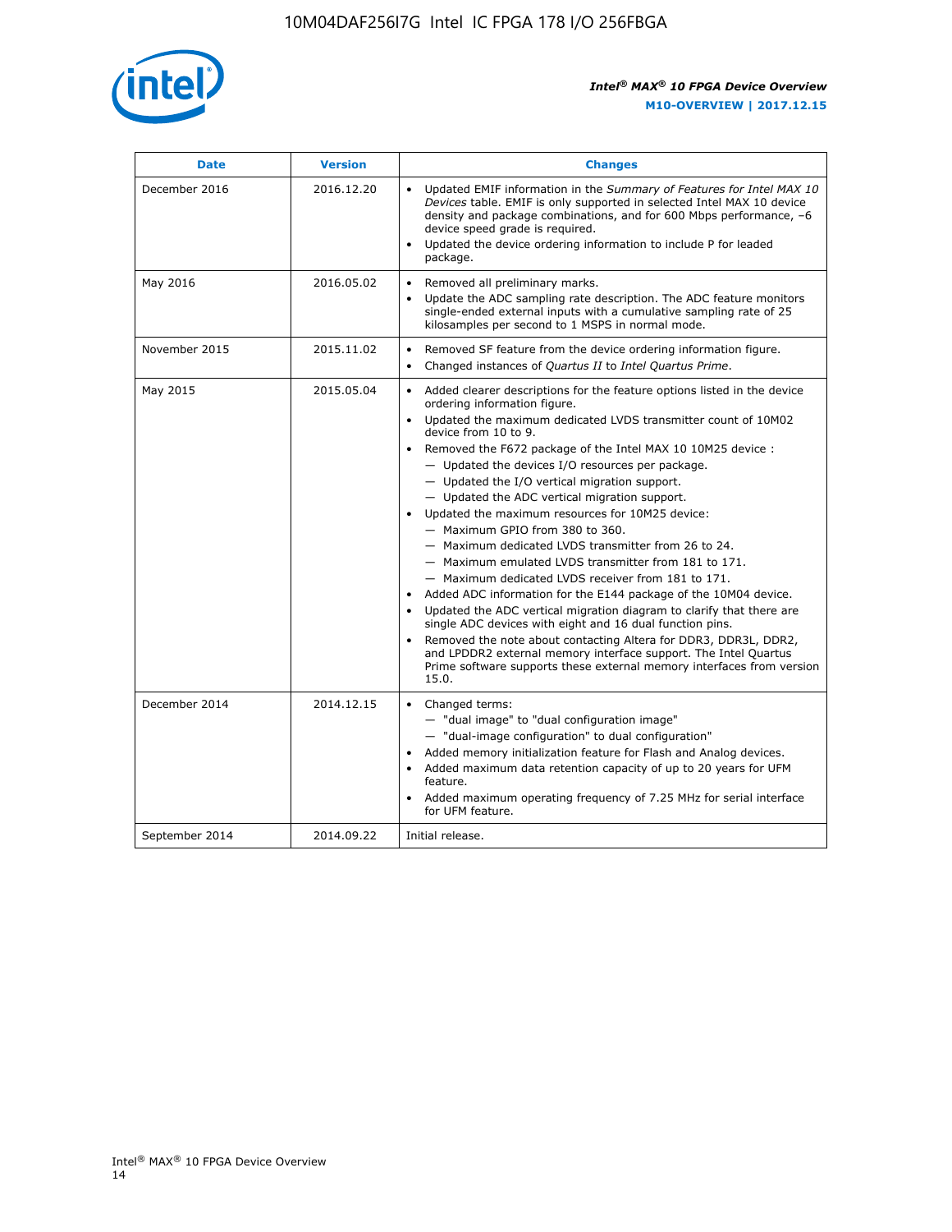| Date | Version | Changes |
| --- | --- | --- |
| December 2016 | 2016.12.20 | • Updated EMIF information in the *Summary of Features for Intel MAX 10 Devices* table. EMIF is only supported in selected Intel MAX 10 device density and package combinations, and for 600 Mbps performance, –6 device speed grade is required.<br>• Updated the device ordering information to include P for leaded package. |
| May 2016 | 2016.05.02 | • Removed all preliminary marks.<br>• Update the ADC sampling rate description. The ADC feature monitors single-ended external inputs with a cumulative sampling rate of 25 kilosamples per second to 1 MSPS in normal mode. |
| November 2015 | 2015.11.02 | • Removed SF feature from the device ordering information figure.<br>• Changed instances of *Quartus II* to *Intel Quartus Prime*. |
| May 2015 | 2015.05.04 | • Added clearer descriptions for the feature options listed in the device ordering information figure.<br>• Updated the maximum dedicated LVDS transmitter count of 10M02 device from 10 to 9.<br>• Removed the F672 package of the Intel MAX 10 10M25 device :<br>— Updated the devices I/O resources per package.<br>— Updated the I/O vertical migration support.<br>— Updated the ADC vertical migration support.<br>• Updated the maximum resources for 10M25 device:<br>— Maximum GPIO from 380 to 360.<br>— Maximum dedicated LVDS transmitter from 26 to 24.<br>— Maximum emulated LVDS transmitter from 181 to 171.<br>— Maximum dedicated LVDS receiver from 181 to 171.<br>• Added ADC information for the E144 package of the 10M04 device.<br>• Updated the ADC vertical migration diagram to clarify that there are single ADC devices with eight and 16 dual function pins.<br>• Removed the note about contacting Altera for DDR3, DDR3L, DDR2, and LPDDR2 external memory interface support. The Intel Quartus Prime software supports these external memory interfaces from version 15.0. |
| December 2014 | 2014.12.15 | • Changed terms:<br>— "dual image" to "dual configuration image"<br>— "dual-image configuration" to dual configuration"<br>• Added memory initialization feature for Flash and Analog devices.<br>• Added maximum data retention capacity of up to 20 years for UFM feature.<br>• Added maximum operating frequency of 7.25 MHz for serial interface for UFM feature. |
| September 2014 | 2014.09.22 | Initial release. |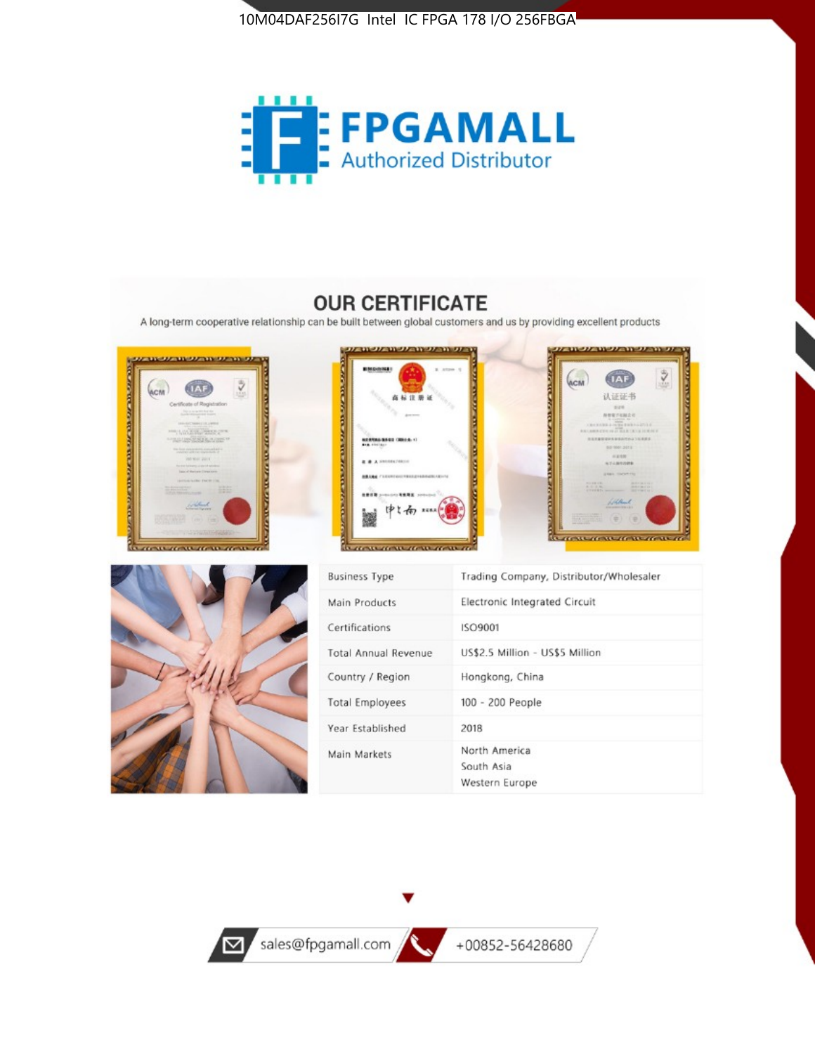FPGAMALL
Authorized Distributor

## OUR CERTIFICATE

A long-term cooperative relationship can be built between global customers and us by providing excellent products

| | |
|---|---|
| Business Type | Trading Company, Distributor/Wholesaler |
| Main Products | Electronic Integrated Circuit |
| Certifications | ISO9001 |
| Total Annual Revenue | US$2.5 Million - US$5 Million |
| Country / Region | Hongkong, China |
| Total Employees | 100 - 200 People |
| Year Established | 2018 |
| Main Markets | North America<br>South Asia<br>Western Europe |

sales@fpgamall.com

+00852-56428680